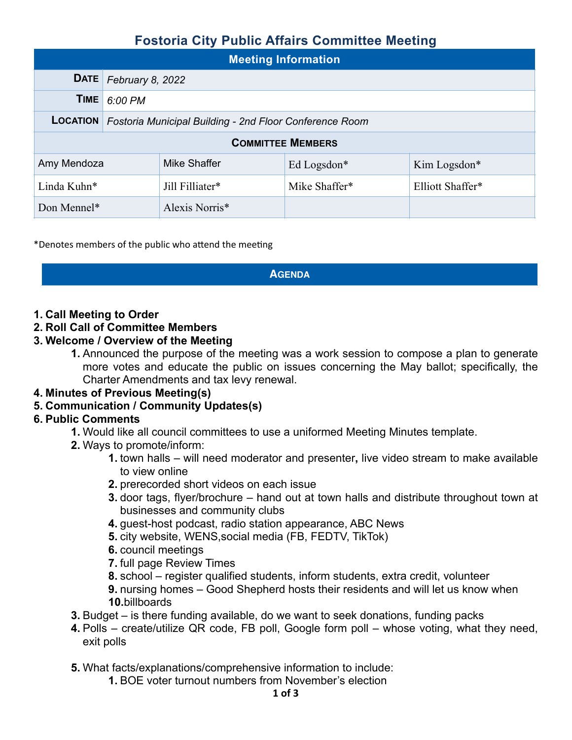# Fostoria City Public Affairs Committee Meeting

| Meeting Information | | | |
|---|---|---|---|
| **Date** | *February 8, 2022* | | |
| **Time** | *6:00 PM* | | |
| **Location** | *Fostoria Municipal Building - 2nd Floor Conference Room* | | |
| **Committee Members** | | | |
| Amy Mendoza | Mike Shaffer | Ed Logsdon* | Kim Logsdon* |
| Linda Kuhn* | Jill Filliater* | Mike Shaffer* | Elliott Shaffer* |
| Don Mennel* | Alexis Norris* | | |

*Denotes members of the public who attend the meeting

## Agenda

1. **Call Meeting to Order**
2. **Roll Call of Committee Members**
3. **Welcome / Overview of the Meeting**
    1. Announced the purpose of the meeting was a work session to compose a plan to generate more votes and educate the public on issues concerning the May ballot; specifically, the Charter Amendments and tax levy renewal.
4. **Minutes of Previous Meeting(s)**
5. **Communication / Community Updates(s)**
6. **Public Comments**
    1. Would like all council committees to use a uniformed Meeting Minutes template.
    2. Ways to promote/inform:
        1. town halls – will need moderator and presenter**,** live video stream to make available to view online
        2. prerecorded short videos on each issue
        3. door tags, flyer/brochure – hand out at town halls and distribute throughout town at businesses and community clubs
        4. guest-host podcast, radio station appearance, ABC News
        5. city website, WENS,social media (FB, FEDTV, TikTok)
        6. council meetings
        7. full page Review Times
        8. school – register qualified students, inform students, extra credit, volunteer
        9. nursing homes – Good Shepherd hosts their residents and will let us know when
        10. billboards
    3. Budget – is there funding available, do we want to seek donations, funding packs
    4. Polls – create/utilize QR code, FB poll, Google form poll – whose voting, what they need, exit polls
    5. What facts/explanations/comprehensive information to include:
        1. BOE voter turnout numbers from November's election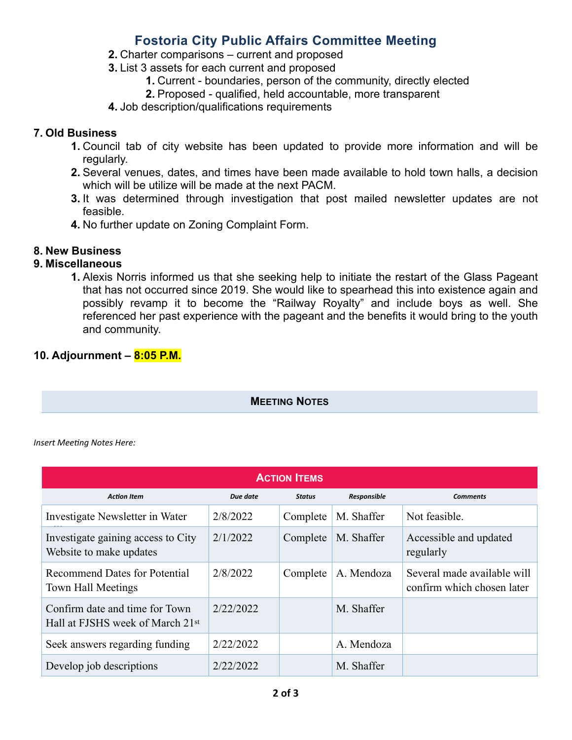# Fostoria City Public Affairs Committee Meeting

2. Charter comparisons – current and proposed
3. List 3 assets for each current and proposed
    1. Current - boundaries, person of the community, directly elected
    2. Proposed - qualified, held accountable, more transparent
4. Job description/qualifications requirements

**7. Old Business**

1. Council tab of city website has been updated to provide more information and will be regularly.
2. Several venues, dates, and times have been made available to hold town halls, a decision which will be utilize will be made at the next PACM.
3. It was determined through investigation that post mailed newsletter updates are not feasible.
4. No further update on Zoning Complaint Form.

**8. New Business**

**9. Miscellaneous**

1. Alexis Norris informed us that she seeking help to initiate the restart of the Glass Pageant that has not occurred since 2019. She would like to spearhead this into existence again and possibly revamp it to become the "Railway Royalty" and include boys as well. She referenced her past experience with the pageant and the benefits it would bring to the youth and community.

**10. Adjournment – 8:05 P.M.**

**Meeting Notes**

*Insert Meeting Notes Here:*

**Action Items**

| *Action Item* | *Due date* | *Status* | *Responsible* | *Comments* |
|---|---|---|---|---|
| Investigate Newsletter in Water | 2/8/2022 | Complete | M. Shaffer | Not feasible. |
| Investigate gaining access to City Website to make updates | 2/1/2022 | Complete | M. Shaffer | Accessible and updated regularly |
| Recommend Dates for Potential Town Hall Meetings | 2/8/2022 | Complete | A. Mendoza | Several made available will confirm which chosen later |
| Confirm date and time for Town Hall at FJSHS week of March 21st | 2/22/2022 | | M. Shaffer | |
| Seek answers regarding funding | 2/22/2022 | | A. Mendoza | |
| Develop job descriptions | 2/22/2022 | | M. Shaffer | |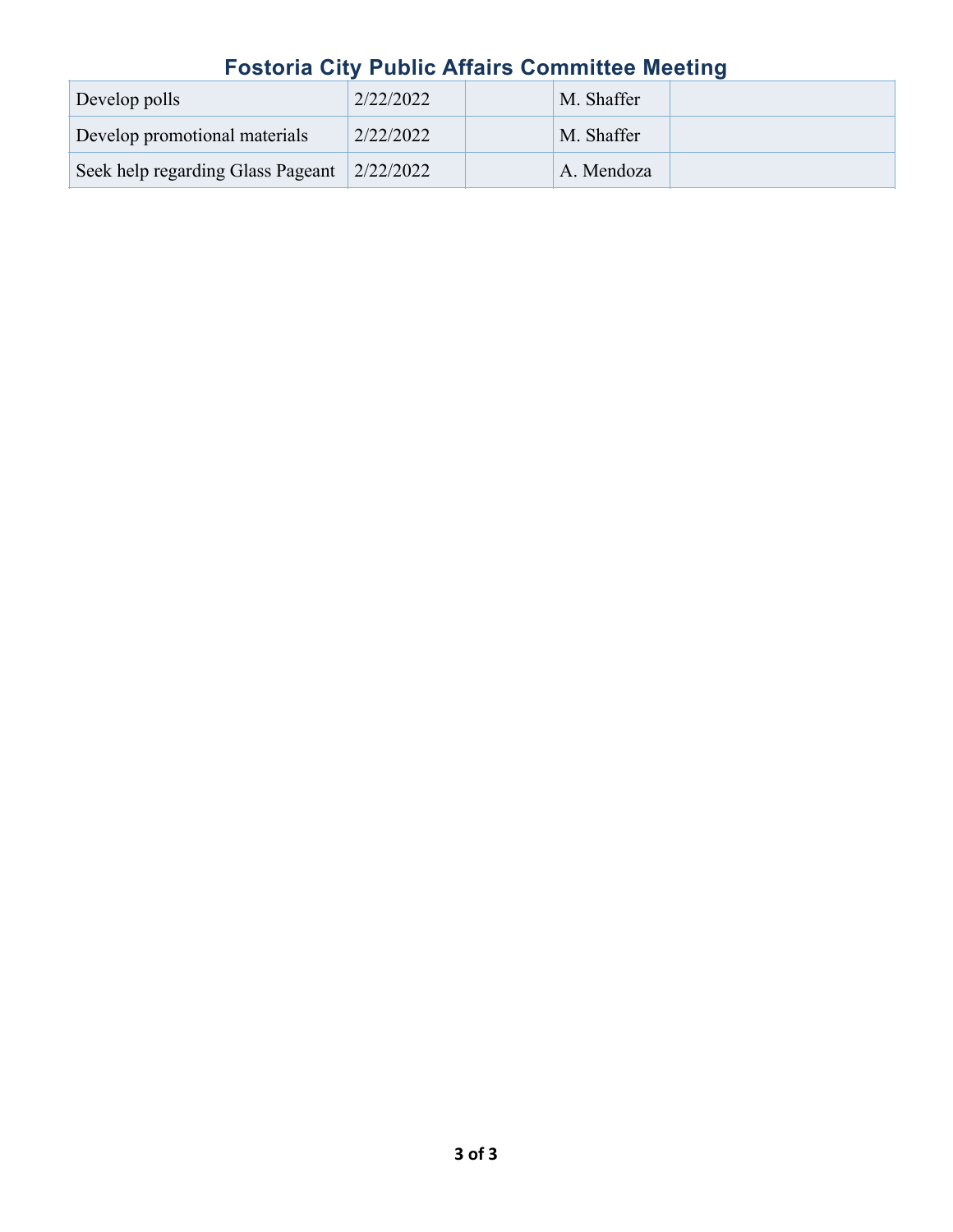# Fostoria City Public Affairs Committee Meeting

| | | | | |
|---|---|---|---|---|
| Develop polls | 2/22/2022 | | M. Shaffer | |
| Develop promotional materials | 2/22/2022 | | M. Shaffer | |
| Seek help regarding Glass Pageant | 2/22/2022 | | A. Mendoza | |